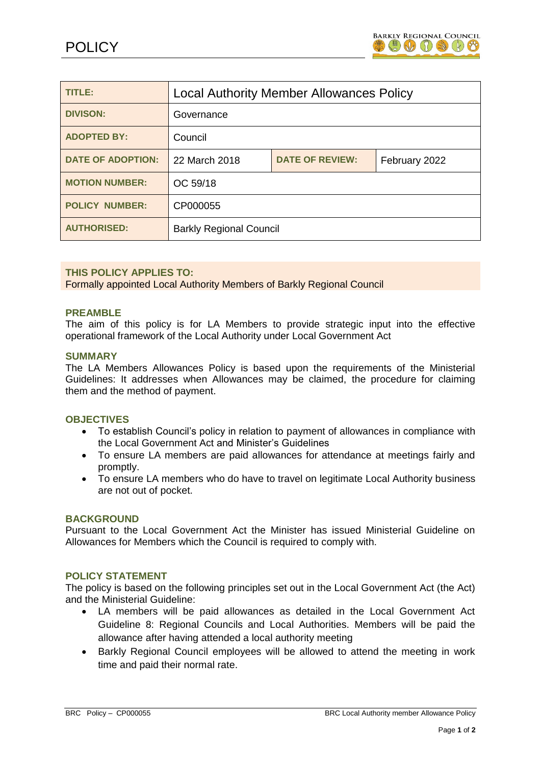# POLICY

| TITLE: | Local Authority Member Allowances Policy | | |
|---|---|---|---|
| DIVISON: | Governance | | |
| ADOPTED BY: | Council | | |
| DATE OF ADOPTION: | 22 March 2018 | DATE OF REVIEW: | February 2022 |
| MOTION NUMBER: | OC 59/18 | | |
| POLICY NUMBER: | CP000055 | | |
| AUTHORISED: | Barkly Regional Council | | |

**THIS POLICY APPLIES TO:**
Formally appointed Local Authority Members of Barkly Regional Council

## PREAMBLE

The aim of this policy is for LA Members to provide strategic input into the effective operational framework of the Local Authority under Local Government Act

## SUMMARY

The LA Members Allowances Policy is based upon the requirements of the Ministerial Guidelines: It addresses when Allowances may be claimed, the procedure for claiming them and the method of payment.

## OBJECTIVES

- To establish Council's policy in relation to payment of allowances in compliance with the Local Government Act and Minister's Guidelines
- To ensure LA members are paid allowances for attendance at meetings fairly and promptly.
- To ensure LA members who do have to travel on legitimate Local Authority business are not out of pocket.

## BACKGROUND

Pursuant to the Local Government Act the Minister has issued Ministerial Guideline on Allowances for Members which the Council is required to comply with.

## POLICY STATEMENT

The policy is based on the following principles set out in the Local Government Act (the Act) and the Ministerial Guideline:

- LA members will be paid allowances as detailed in the Local Government Act Guideline 8: Regional Councils and Local Authorities. Members will be paid the allowance after having attended a local authority meeting
- Barkly Regional Council employees will be allowed to attend the meeting in work time and paid their normal rate.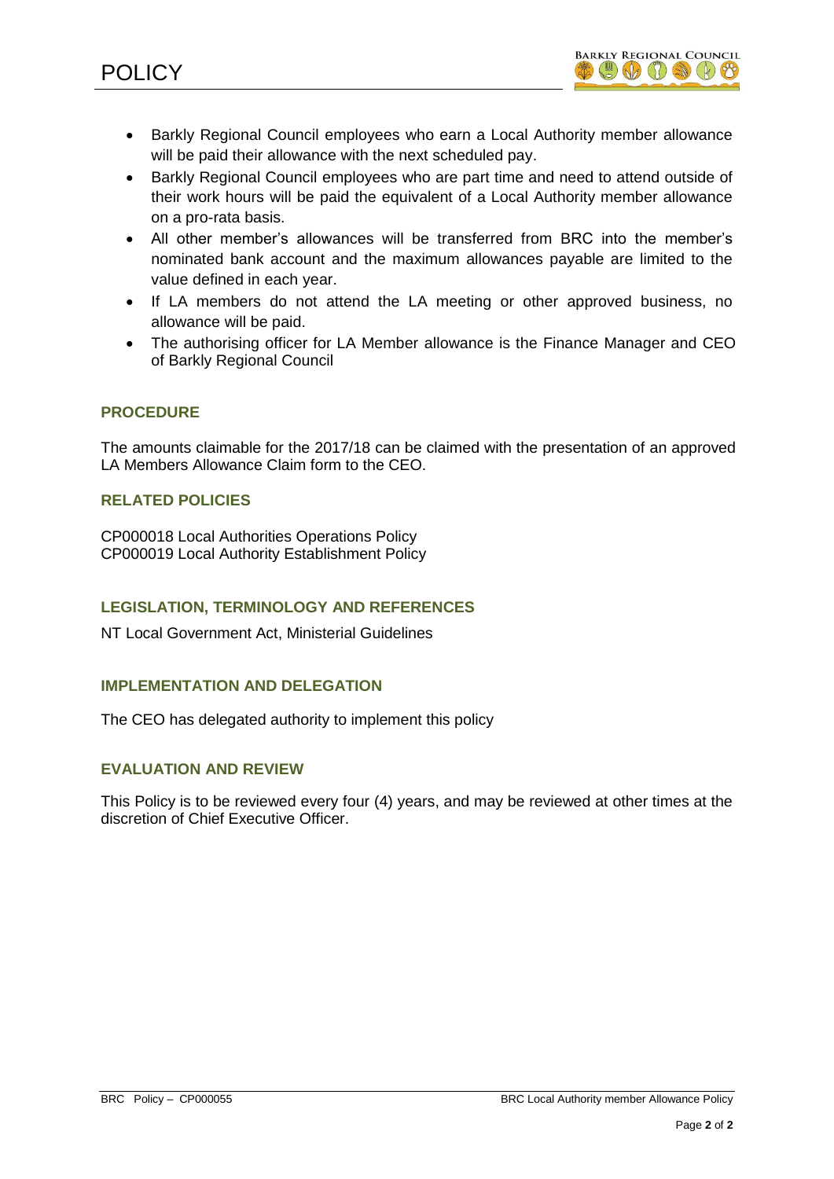- Barkly Regional Council employees who earn a Local Authority member allowance will be paid their allowance with the next scheduled pay.
- Barkly Regional Council employees who are part time and need to attend outside of their work hours will be paid the equivalent of a Local Authority member allowance on a pro-rata basis.
- All other member's allowances will be transferred from BRC into the member's nominated bank account and the maximum allowances payable are limited to the value defined in each year.
- If LA members do not attend the LA meeting or other approved business, no allowance will be paid.
- The authorising officer for LA Member allowance is the Finance Manager and CEO of Barkly Regional Council

## PROCEDURE

The amounts claimable for the 2017/18 can be claimed with the presentation of an approved LA Members Allowance Claim form to the CEO.

## RELATED POLICIES

CP000018 Local Authorities Operations Policy
CP000019 Local Authority Establishment Policy

## LEGISLATION, TERMINOLOGY AND REFERENCES

NT Local Government Act, Ministerial Guidelines

## IMPLEMENTATION AND DELEGATION

The CEO has delegated authority to implement this policy

## EVALUATION AND REVIEW

This Policy is to be reviewed every four (4) years, and may be reviewed at other times at the discretion of Chief Executive Officer.